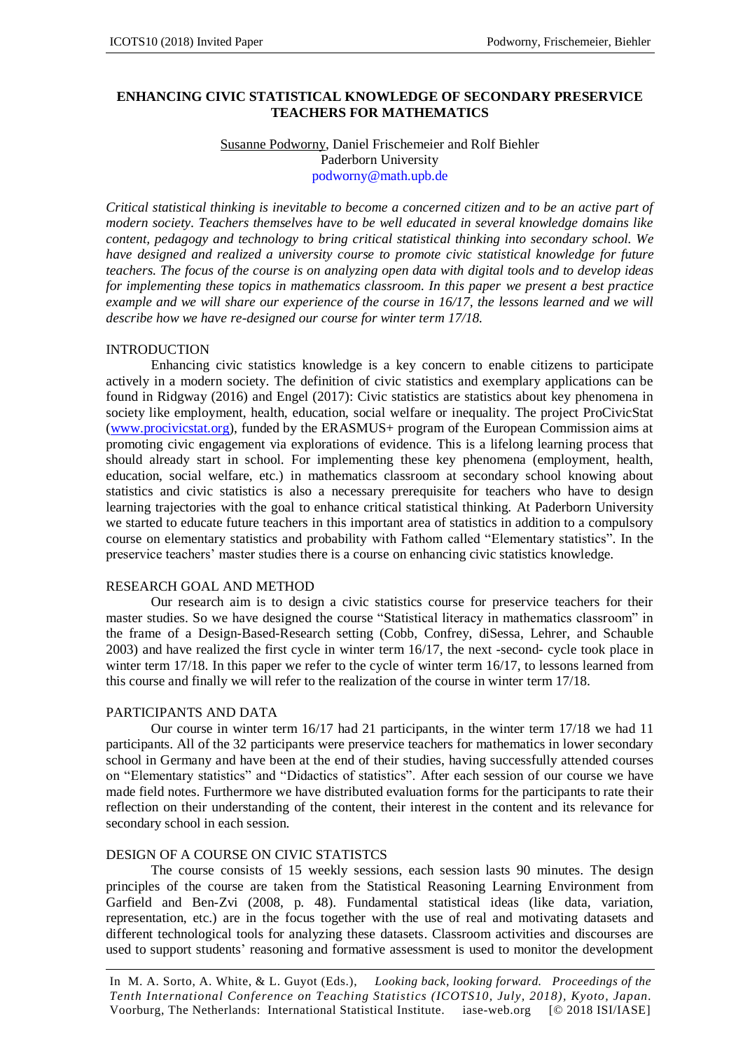# ENHANCING CIVIC STATISTICAL KNOWLEDGE OF SECONDARY PRESERVICE TEACHERS FOR MATHEMATICS

Susanne Podworny, Daniel Frischemeier and Rolf Biehler
Paderborn University
podworny@math.upb.de

*Critical statistical thinking is inevitable to become a concerned citizen and to be an active part of modern society. Teachers themselves have to be well educated in several knowledge domains like content, pedagogy and technology to bring critical statistical thinking into secondary school. We have designed and realized a university course to promote civic statistical knowledge for future teachers. The focus of the course is on analyzing open data with digital tools and to develop ideas for implementing these topics in mathematics classroom. In this paper we present a best practice example and we will share our experience of the course in 16/17, the lessons learned and we will describe how we have re-designed our course for winter term 17/18.*

## INTRODUCTION

Enhancing civic statistics knowledge is a key concern to enable citizens to participate actively in a modern society. The definition of civic statistics and exemplary applications can be found in Ridgway (2016) and Engel (2017): Civic statistics are statistics about key phenomena in society like employment, health, education, social welfare or inequality. The project ProCivicStat (www.procivicstat.org), funded by the ERASMUS+ program of the European Commission aims at promoting civic engagement via explorations of evidence. This is a lifelong learning process that should already start in school. For implementing these key phenomena (employment, health, education, social welfare, etc.) in mathematics classroom at secondary school knowing about statistics and civic statistics is also a necessary prerequisite for teachers who have to design learning trajectories with the goal to enhance critical statistical thinking. At Paderborn University we started to educate future teachers in this important area of statistics in addition to a compulsory course on elementary statistics and probability with Fathom called "Elementary statistics". In the preservice teachers' master studies there is a course on enhancing civic statistics knowledge.

## RESEARCH GOAL AND METHOD

Our research aim is to design a civic statistics course for preservice teachers for their master studies. So we have designed the course "Statistical literacy in mathematics classroom" in the frame of a Design-Based-Research setting (Cobb, Confrey, diSessa, Lehrer, and Schauble 2003) and have realized the first cycle in winter term 16/17, the next -second- cycle took place in winter term 17/18. In this paper we refer to the cycle of winter term 16/17, to lessons learned from this course and finally we will refer to the realization of the course in winter term 17/18.

## PARTICIPANTS AND DATA

Our course in winter term 16/17 had 21 participants, in the winter term 17/18 we had 11 participants. All of the 32 participants were preservice teachers for mathematics in lower secondary school in Germany and have been at the end of their studies, having successfully attended courses on "Elementary statistics" and "Didactics of statistics". After each session of our course we have made field notes. Furthermore we have distributed evaluation forms for the participants to rate their reflection on their understanding of the content, their interest in the content and its relevance for secondary school in each session.

## DESIGN OF A COURSE ON CIVIC STATISTCS

The course consists of 15 weekly sessions, each session lasts 90 minutes. The design principles of the course are taken from the Statistical Reasoning Learning Environment from Garfield and Ben-Zvi (2008, p. 48). Fundamental statistical ideas (like data, variation, representation, etc.) are in the focus together with the use of real and motivating datasets and different technological tools for analyzing these datasets. Classroom activities and discourses are used to support students' reasoning and formative assessment is used to monitor the development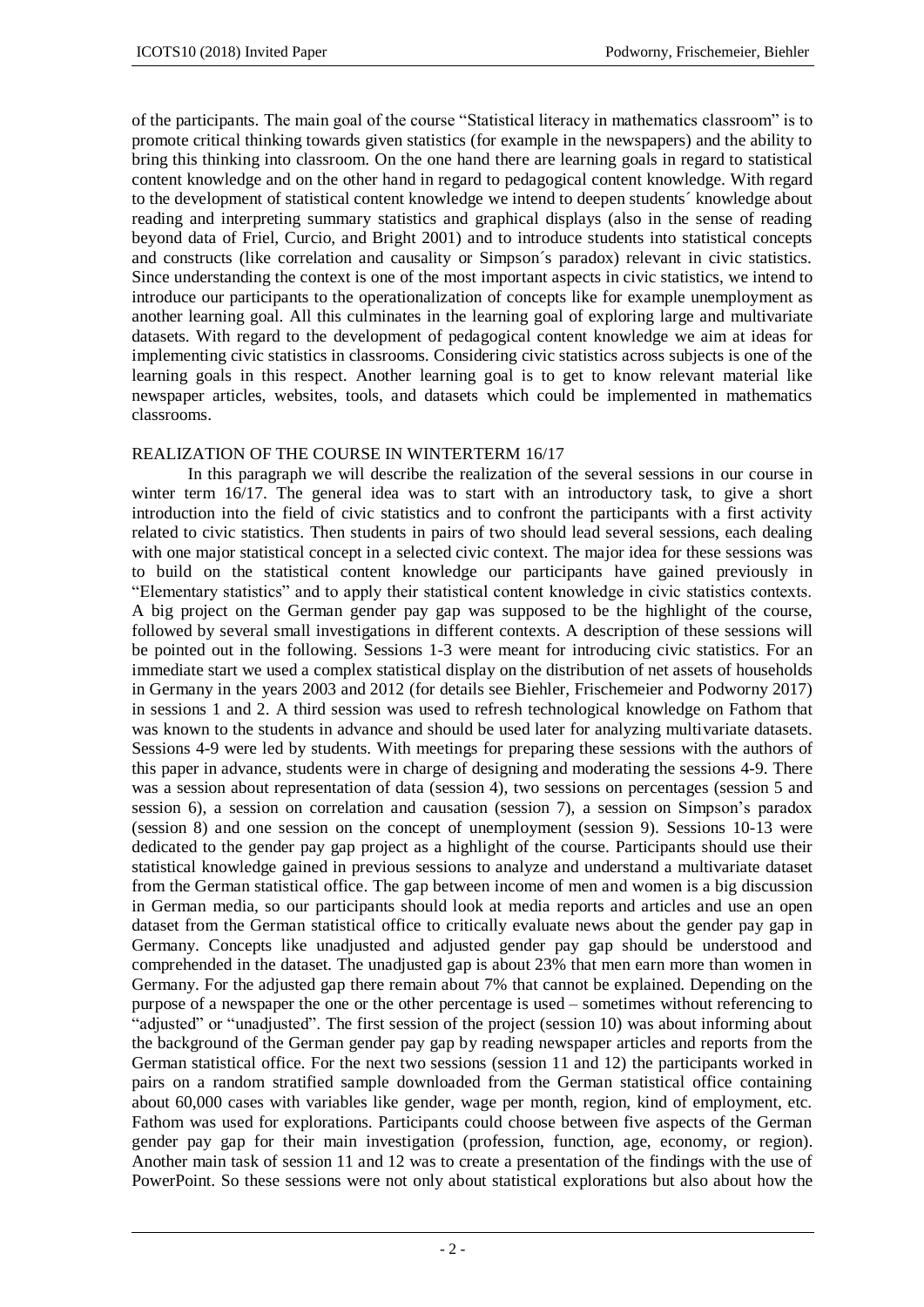of the participants. The main goal of the course "Statistical literacy in mathematics classroom" is to promote critical thinking towards given statistics (for example in the newspapers) and the ability to bring this thinking into classroom. On the one hand there are learning goals in regard to statistical content knowledge and on the other hand in regard to pedagogical content knowledge. With regard to the development of statistical content knowledge we intend to deepen students´ knowledge about reading and interpreting summary statistics and graphical displays (also in the sense of reading beyond data of Friel, Curcio, and Bright 2001) and to introduce students into statistical concepts and constructs (like correlation and causality or Simpson´s paradox) relevant in civic statistics. Since understanding the context is one of the most important aspects in civic statistics, we intend to introduce our participants to the operationalization of concepts like for example unemployment as another learning goal. All this culminates in the learning goal of exploring large and multivariate datasets. With regard to the development of pedagogical content knowledge we aim at ideas for implementing civic statistics in classrooms. Considering civic statistics across subjects is one of the learning goals in this respect. Another learning goal is to get to know relevant material like newspaper articles, websites, tools, and datasets which could be implemented in mathematics classrooms.

## REALIZATION OF THE COURSE IN WINTERTERM 16/17

In this paragraph we will describe the realization of the several sessions in our course in winter term 16/17. The general idea was to start with an introductory task, to give a short introduction into the field of civic statistics and to confront the participants with a first activity related to civic statistics. Then students in pairs of two should lead several sessions, each dealing with one major statistical concept in a selected civic context. The major idea for these sessions was to build on the statistical content knowledge our participants have gained previously in "Elementary statistics" and to apply their statistical content knowledge in civic statistics contexts. A big project on the German gender pay gap was supposed to be the highlight of the course, followed by several small investigations in different contexts. A description of these sessions will be pointed out in the following. Sessions 1-3 were meant for introducing civic statistics. For an immediate start we used a complex statistical display on the distribution of net assets of households in Germany in the years 2003 and 2012 (for details see Biehler, Frischemeier and Podworny 2017) in sessions 1 and 2. A third session was used to refresh technological knowledge on Fathom that was known to the students in advance and should be used later for analyzing multivariate datasets. Sessions 4-9 were led by students. With meetings for preparing these sessions with the authors of this paper in advance, students were in charge of designing and moderating the sessions 4-9. There was a session about representation of data (session 4), two sessions on percentages (session 5 and session 6), a session on correlation and causation (session 7), a session on Simpson's paradox (session 8) and one session on the concept of unemployment (session 9). Sessions 10-13 were dedicated to the gender pay gap project as a highlight of the course. Participants should use their statistical knowledge gained in previous sessions to analyze and understand a multivariate dataset from the German statistical office. The gap between income of men and women is a big discussion in German media, so our participants should look at media reports and articles and use an open dataset from the German statistical office to critically evaluate news about the gender pay gap in Germany. Concepts like unadjusted and adjusted gender pay gap should be understood and comprehended in the dataset. The unadjusted gap is about 23% that men earn more than women in Germany. For the adjusted gap there remain about 7% that cannot be explained. Depending on the purpose of a newspaper the one or the other percentage is used – sometimes without referencing to "adjusted" or "unadjusted". The first session of the project (session 10) was about informing about the background of the German gender pay gap by reading newspaper articles and reports from the German statistical office. For the next two sessions (session 11 and 12) the participants worked in pairs on a random stratified sample downloaded from the German statistical office containing about 60,000 cases with variables like gender, wage per month, region, kind of employment, etc. Fathom was used for explorations. Participants could choose between five aspects of the German gender pay gap for their main investigation (profession, function, age, economy, or region). Another main task of session 11 and 12 was to create a presentation of the findings with the use of PowerPoint. So these sessions were not only about statistical explorations but also about how the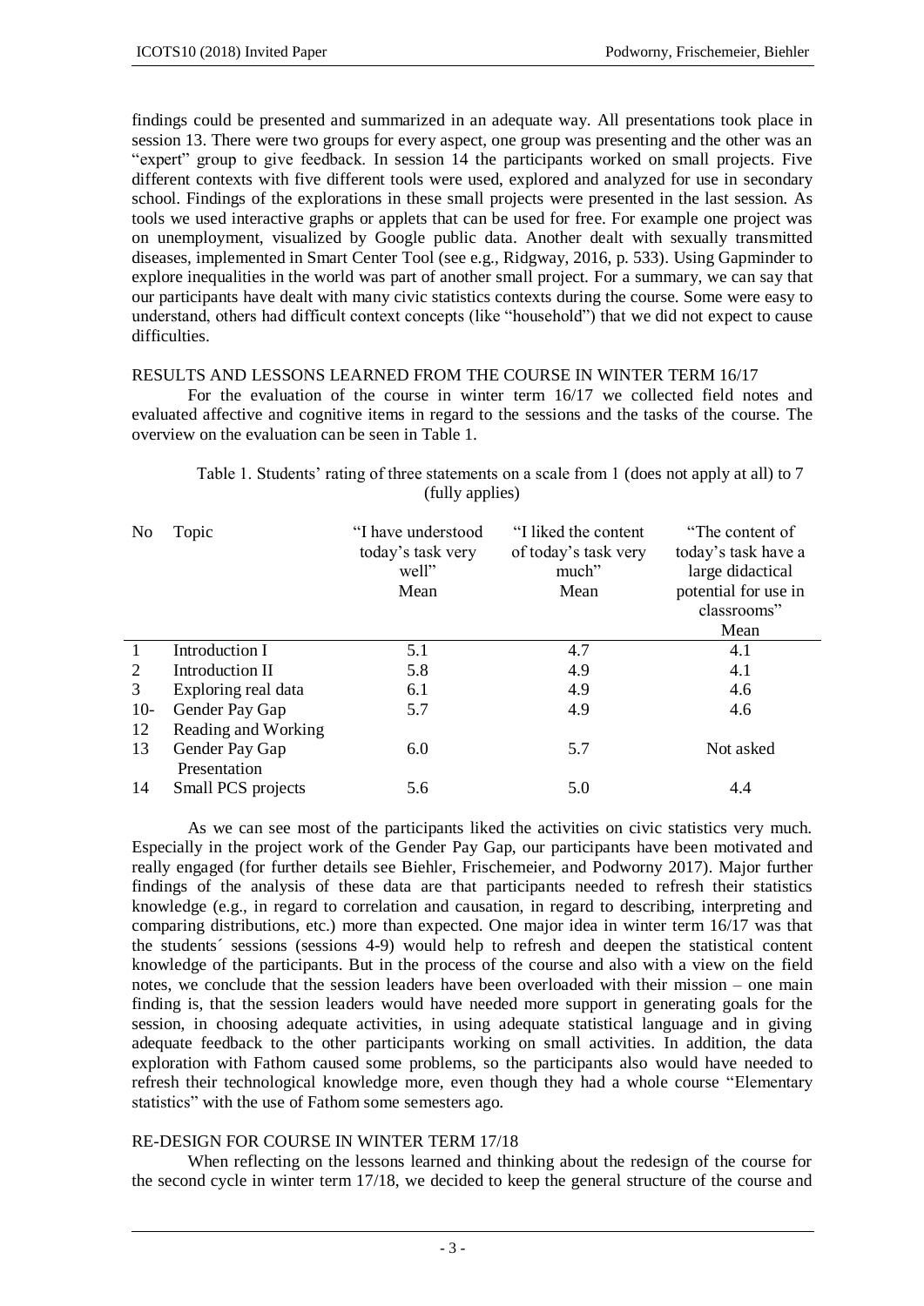findings could be presented and summarized in an adequate way. All presentations took place in session 13. There were two groups for every aspect, one group was presenting and the other was an "expert" group to give feedback. In session 14 the participants worked on small projects. Five different contexts with five different tools were used, explored and analyzed for use in secondary school. Findings of the explorations in these small projects were presented in the last session. As tools we used interactive graphs or applets that can be used for free. For example one project was on unemployment, visualized by Google public data. Another dealt with sexually transmitted diseases, implemented in Smart Center Tool (see e.g., Ridgway, 2016, p. 533). Using Gapminder to explore inequalities in the world was part of another small project. For a summary, we can say that our participants have dealt with many civic statistics contexts during the course. Some were easy to understand, others had difficult context concepts (like "household") that we did not expect to cause difficulties.

## RESULTS AND LESSONS LEARNED FROM THE COURSE IN WINTER TERM 16/17

For the evaluation of the course in winter term 16/17 we collected field notes and evaluated affective and cognitive items in regard to the sessions and the tasks of the course. The overview on the evaluation can be seen in Table 1.

Table 1. Students' rating of three statements on a scale from 1 (does not apply at all) to 7 (fully applies)

| No | Topic | "I have understood today's task very well" Mean | "I liked the content of today's task very much" Mean | "The content of today's task have a large didactical potential for use in classrooms" Mean |
|---|---|---|---|---|
| 1 | Introduction I | 5.1 | 4.7 | 4.1 |
| 2 | Introduction II | 5.8 | 4.9 | 4.1 |
| 3 | Exploring real data | 6.1 | 4.9 | 4.6 |
| 10-12 | Gender Pay Gap Reading and Working | 5.7 | 4.9 | 4.6 |
| 13 | Gender Pay Gap Presentation | 6.0 | 5.7 | Not asked |
| 14 | Small PCS projects | 5.6 | 5.0 | 4.4 |

As we can see most of the participants liked the activities on civic statistics very much. Especially in the project work of the Gender Pay Gap, our participants have been motivated and really engaged (for further details see Biehler, Frischemeier, and Podworny 2017). Major further findings of the analysis of these data are that participants needed to refresh their statistics knowledge (e.g., in regard to correlation and causation, in regard to describing, interpreting and comparing distributions, etc.) more than expected. One major idea in winter term 16/17 was that the students´ sessions (sessions 4-9) would help to refresh and deepen the statistical content knowledge of the participants. But in the process of the course and also with a view on the field notes, we conclude that the session leaders have been overloaded with their mission – one main finding is, that the session leaders would have needed more support in generating goals for the session, in choosing adequate activities, in using adequate statistical language and in giving adequate feedback to the other participants working on small activities. In addition, the data exploration with Fathom caused some problems, so the participants also would have needed to refresh their technological knowledge more, even though they had a whole course "Elementary statistics" with the use of Fathom some semesters ago.

## RE-DESIGN FOR COURSE IN WINTER TERM 17/18

When reflecting on the lessons learned and thinking about the redesign of the course for the second cycle in winter term 17/18, we decided to keep the general structure of the course and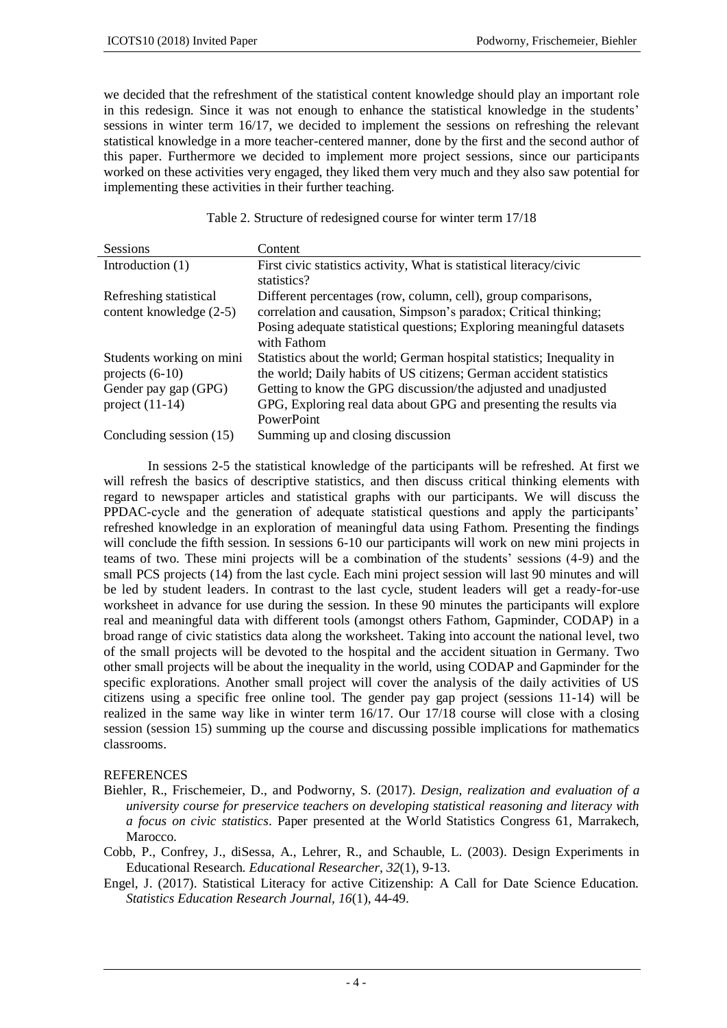we decided that the refreshment of the statistical content knowledge should play an important role in this redesign. Since it was not enough to enhance the statistical knowledge in the students' sessions in winter term 16/17, we decided to implement the sessions on refreshing the relevant statistical knowledge in a more teacher-centered manner, done by the first and the second author of this paper. Furthermore we decided to implement more project sessions, since our participants worked on these activities very engaged, they liked them very much and they also saw potential for implementing these activities in their further teaching.

Table 2. Structure of redesigned course for winter term 17/18

| Sessions | Content |
|---|---|
| Introduction (1) | First civic statistics activity, What is statistical literacy/civic statistics? |
| Refreshing statistical content knowledge (2-5) | Different percentages (row, column, cell), group comparisons, correlation and causation, Simpson's paradox; Critical thinking; Posing adequate statistical questions; Exploring meaningful datasets with Fathom |
| Students working on mini projects (6-10) | Statistics about the world; German hospital statistics; Inequality in the world; Daily habits of US citizens; German accident statistics |
| Gender pay gap (GPG) project (11-14) | Getting to know the GPG discussion/the adjusted and unadjusted GPG, Exploring real data about GPG and presenting the results via PowerPoint |
| Concluding session (15) | Summing up and closing discussion |

In sessions 2-5 the statistical knowledge of the participants will be refreshed. At first we will refresh the basics of descriptive statistics, and then discuss critical thinking elements with regard to newspaper articles and statistical graphs with our participants. We will discuss the PPDAC-cycle and the generation of adequate statistical questions and apply the participants' refreshed knowledge in an exploration of meaningful data using Fathom. Presenting the findings will conclude the fifth session. In sessions 6-10 our participants will work on new mini projects in teams of two. These mini projects will be a combination of the students' sessions (4-9) and the small PCS projects (14) from the last cycle. Each mini project session will last 90 minutes and will be led by student leaders. In contrast to the last cycle, student leaders will get a ready-for-use worksheet in advance for use during the session. In these 90 minutes the participants will explore real and meaningful data with different tools (amongst others Fathom, Gapminder, CODAP) in a broad range of civic statistics data along the worksheet. Taking into account the national level, two of the small projects will be devoted to the hospital and the accident situation in Germany. Two other small projects will be about the inequality in the world, using CODAP and Gapminder for the specific explorations. Another small project will cover the analysis of the daily activities of US citizens using a specific free online tool. The gender pay gap project (sessions 11-14) will be realized in the same way like in winter term 16/17. Our 17/18 course will close with a closing session (session 15) summing up the course and discussing possible implications for mathematics classrooms.

## REFERENCES

Biehler, R., Frischemeier, D., and Podworny, S. (2017). *Design, realization and evaluation of a university course for preservice teachers on developing statistical reasoning and literacy with a focus on civic statistics*. Paper presented at the World Statistics Congress 61, Marrakech, Marocco.

Cobb, P., Confrey, J., diSessa, A., Lehrer, R., and Schauble, L. (2003). Design Experiments in Educational Research. *Educational Researcher, 32*(1), 9-13.

Engel, J. (2017). Statistical Literacy for active Citizenship: A Call for Date Science Education. *Statistics Education Research Journal, 16*(1), 44-49.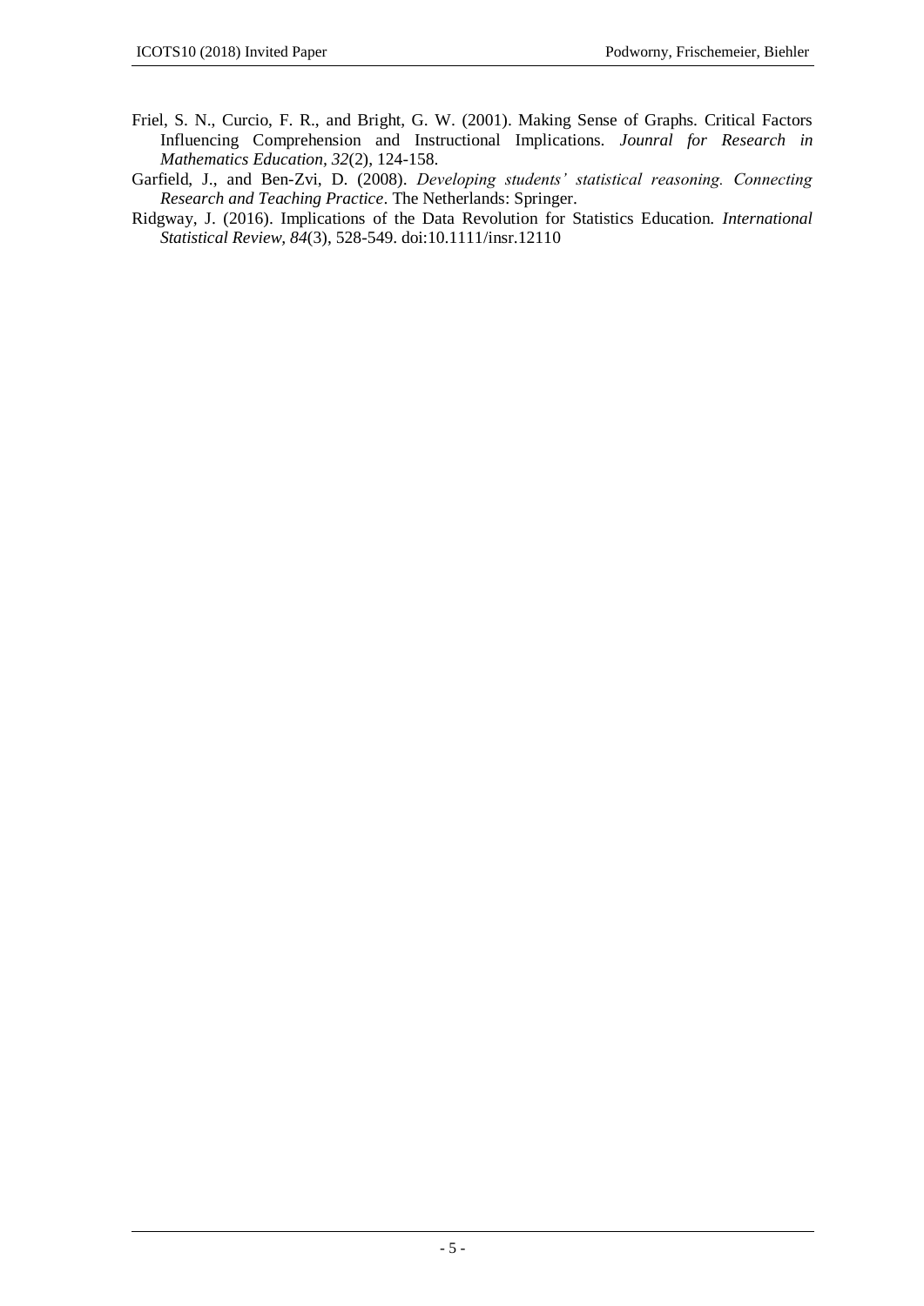Friel, S. N., Curcio, F. R., and Bright, G. W. (2001). Making Sense of Graphs. Critical Factors Influencing Comprehension and Instructional Implications. *Jounral for Research in Mathematics Education*, *32*(2), 124-158.

Garfield, J., and Ben-Zvi, D. (2008). *Developing students' statistical reasoning. Connecting Research and Teaching Practice*. The Netherlands: Springer.

Ridgway, J. (2016). Implications of the Data Revolution for Statistics Education. *International Statistical Review*, *84*(3), 528-549. doi:10.1111/insr.12110